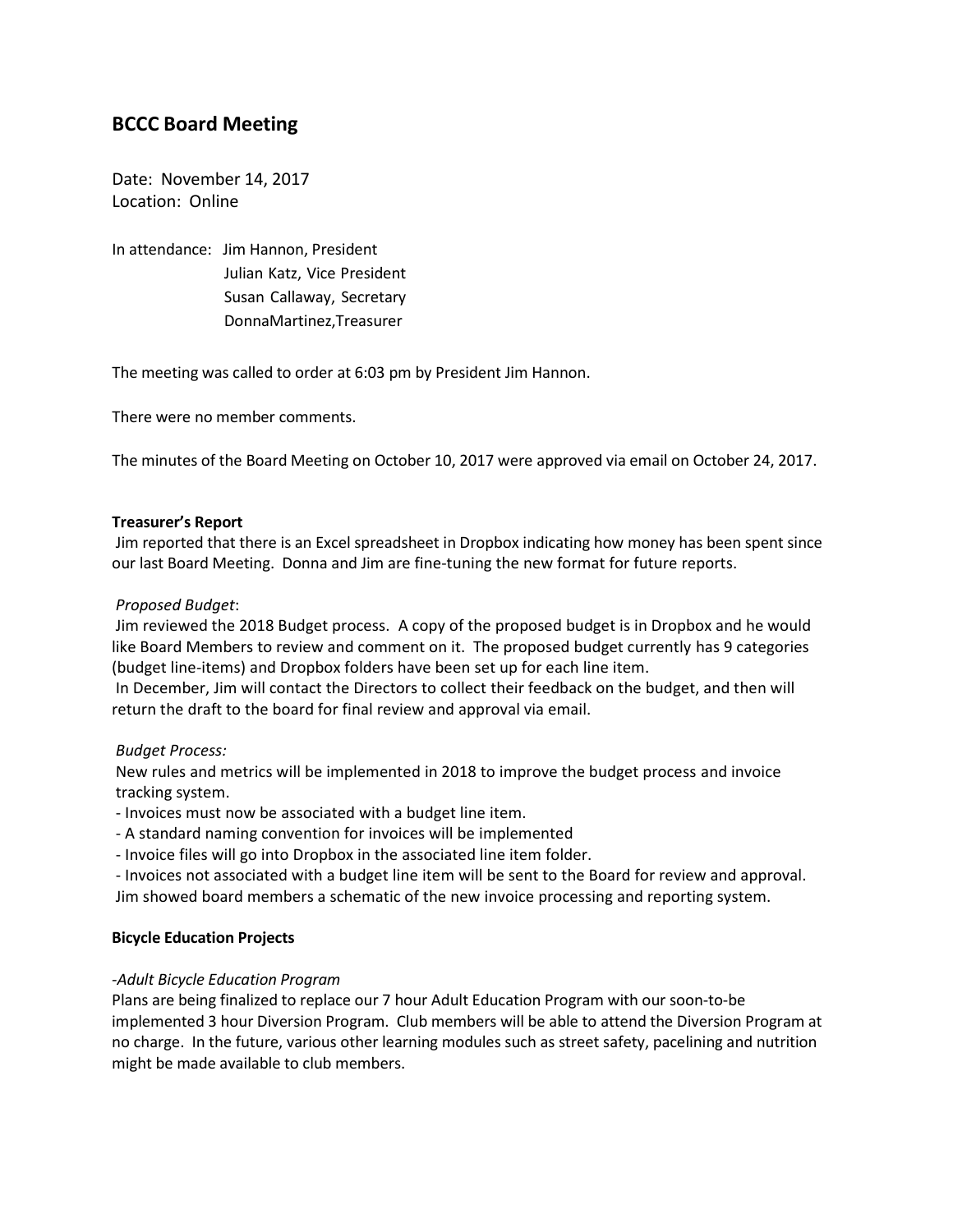## BCCC Board Meeting

Date: November 14, 2017
Location: Online

In attendance: Jim Hannon, President
Julian Katz, Vice President
Susan Callaway, Secretary
DonnaMartinez,Treasurer

The meeting was called to order at 6:03 pm by President Jim Hannon.

There were no member comments.

The minutes of the Board Meeting on October 10, 2017 were approved via email on October 24, 2017.

**Treasurer's Report**

Jim reported that there is an Excel spreadsheet in Dropbox indicating how money has been spent since our last Board Meeting. Donna and Jim are fine-tuning the new format for future reports.

*Proposed Budget*:

Jim reviewed the 2018 Budget process. A copy of the proposed budget is in Dropbox and he would like Board Members to review and comment on it. The proposed budget currently has 9 categories (budget line-items) and Dropbox folders have been set up for each line item.

In December, Jim will contact the Directors to collect their feedback on the budget, and then will return the draft to the board for final review and approval via email.

*Budget Process:*

New rules and metrics will be implemented in 2018 to improve the budget process and invoice tracking system.

- Invoices must now be associated with a budget line item.
- A standard naming convention for invoices will be implemented
- Invoice files will go into Dropbox in the associated line item folder.
- Invoices not associated with a budget line item will be sent to the Board for review and approval.

Jim showed board members a schematic of the new invoice processing and reporting system.

**Bicycle Education Projects**

*-Adult Bicycle Education Program*

Plans are being finalized to replace our 7 hour Adult Education Program with our soon-to-be implemented 3 hour Diversion Program. Club members will be able to attend the Diversion Program at no charge. In the future, various other learning modules such as street safety, pacelining and nutrition might be made available to club members.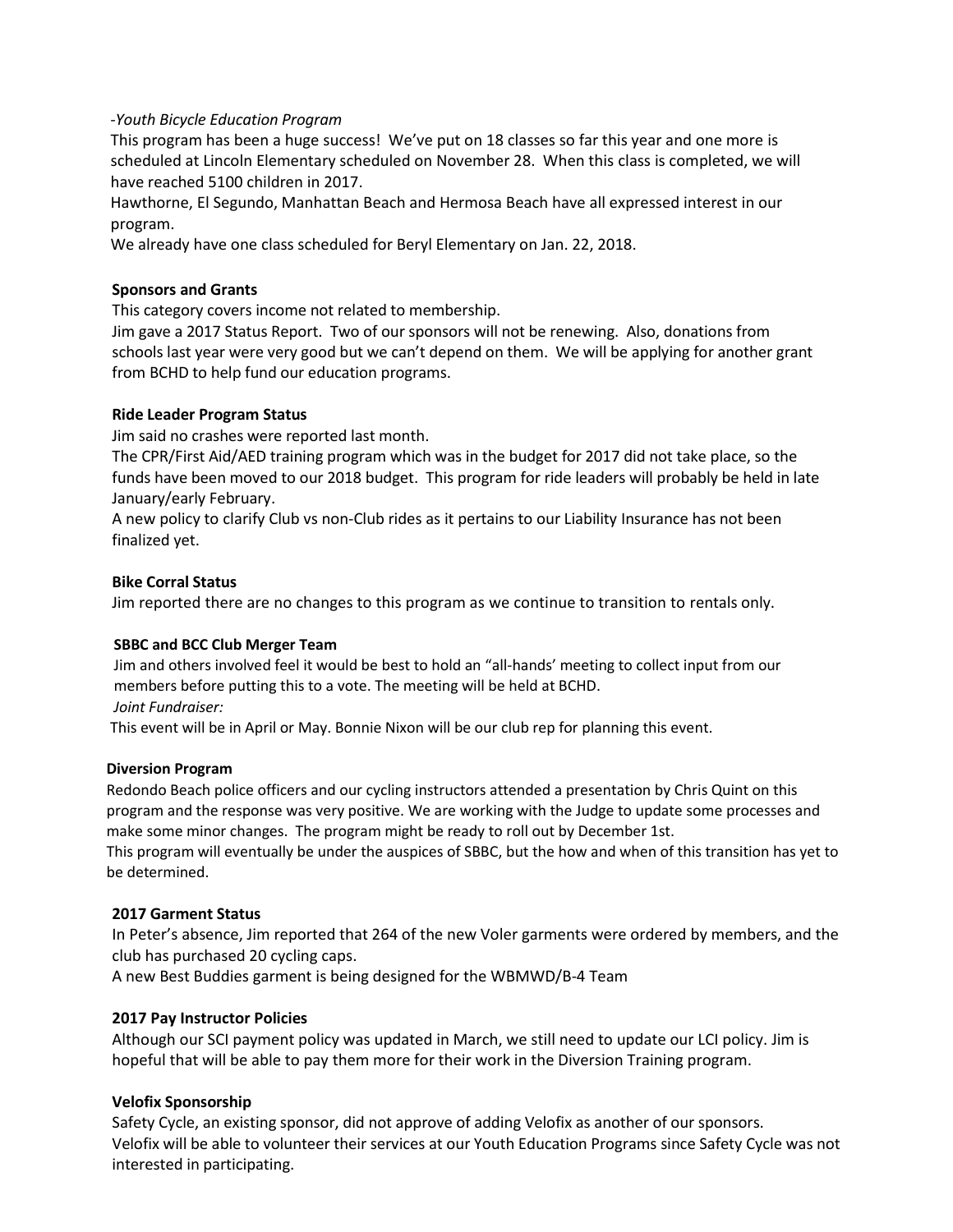*-Youth Bicycle Education Program*

This program has been a huge success! We've put on 18 classes so far this year and one more is scheduled at Lincoln Elementary scheduled on November 28. When this class is completed, we will have reached 5100 children in 2017.

Hawthorne, El Segundo, Manhattan Beach and Hermosa Beach have all expressed interest in our program.

We already have one class scheduled for Beryl Elementary on Jan. 22, 2018.

**Sponsors and Grants**

This category covers income not related to membership.

Jim gave a 2017 Status Report. Two of our sponsors will not be renewing. Also, donations from schools last year were very good but we can't depend on them. We will be applying for another grant from BCHD to help fund our education programs.

**Ride Leader Program Status**

Jim said no crashes were reported last month.

The CPR/First Aid/AED training program which was in the budget for 2017 did not take place, so the funds have been moved to our 2018 budget. This program for ride leaders will probably be held in late January/early February.

A new policy to clarify Club vs non-Club rides as it pertains to our Liability Insurance has not been finalized yet.

**Bike Corral Status**

Jim reported there are no changes to this program as we continue to transition to rentals only.

**SBBC and BCC Club Merger Team**

Jim and others involved feel it would be best to hold an "all-hands' meeting to collect input from our members before putting this to a vote. The meeting will be held at BCHD.

*Joint Fundraiser:*

This event will be in April or May. Bonnie Nixon will be our club rep for planning this event.

**Diversion Program**

Redondo Beach police officers and our cycling instructors attended a presentation by Chris Quint on this program and the response was very positive. We are working with the Judge to update some processes and make some minor changes. The program might be ready to roll out by December 1st.

This program will eventually be under the auspices of SBBC, but the how and when of this transition has yet to be determined.

**2017 Garment Status**

In Peter's absence, Jim reported that 264 of the new Voler garments were ordered by members, and the club has purchased 20 cycling caps.

A new Best Buddies garment is being designed for the WBMWD/B-4 Team

**2017 Pay Instructor Policies**

Although our SCI payment policy was updated in March, we still need to update our LCI policy. Jim is hopeful that will be able to pay them more for their work in the Diversion Training program.

**Velofix Sponsorship**

Safety Cycle, an existing sponsor, did not approve of adding Velofix as another of our sponsors.

Velofix will be able to volunteer their services at our Youth Education Programs since Safety Cycle was not interested in participating.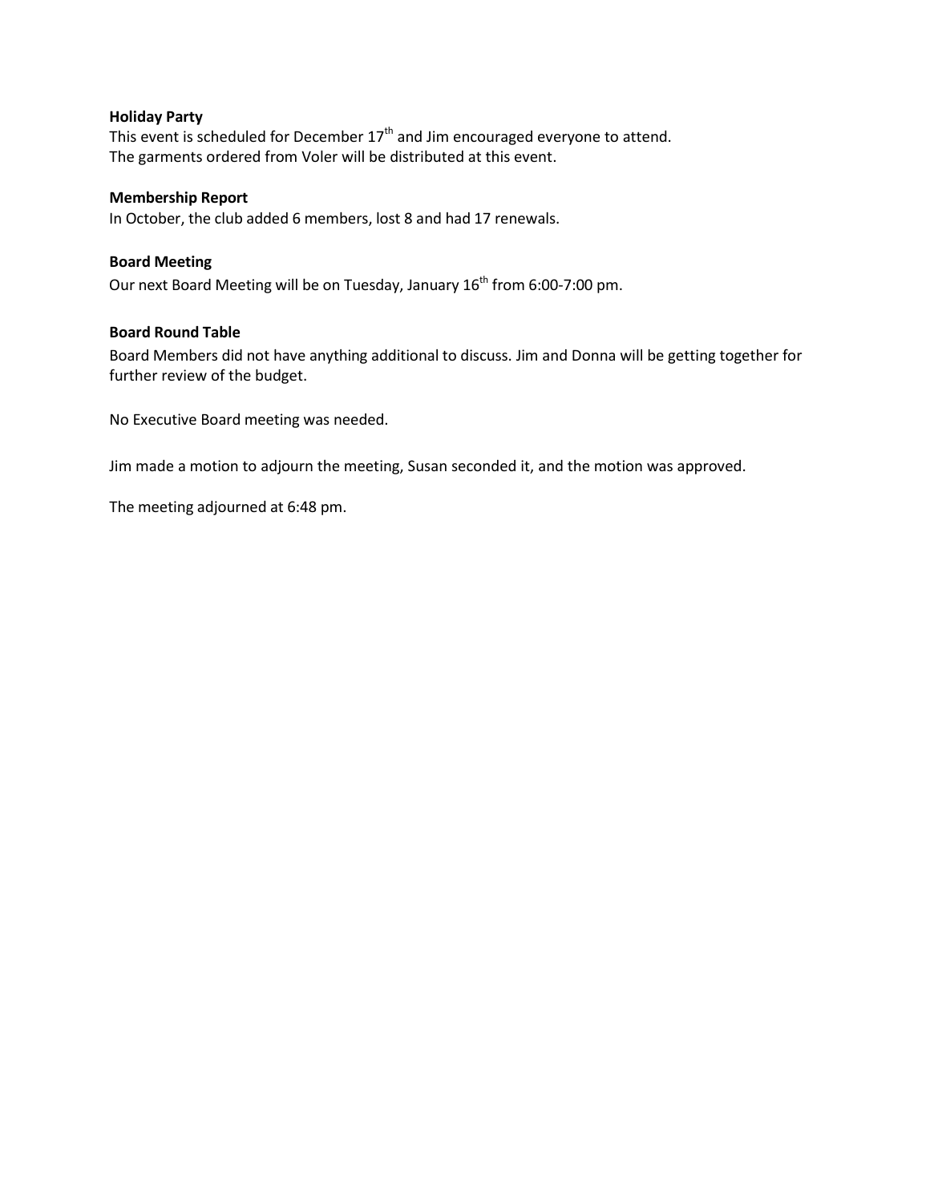**Holiday Party**

This event is scheduled for December 17th and Jim encouraged everyone to attend.
The garments ordered from Voler will be distributed at this event.

**Membership Report**

In October, the club added 6 members, lost 8 and had 17 renewals.

**Board Meeting**

Our next Board Meeting will be on Tuesday, January 16th from 6:00-7:00 pm.

**Board Round Table**

Board Members did not have anything additional to discuss. Jim and Donna will be getting together for further review of the budget.

No Executive Board meeting was needed.

Jim made a motion to adjourn the meeting, Susan seconded it, and the motion was approved.

The meeting adjourned at 6:48 pm.